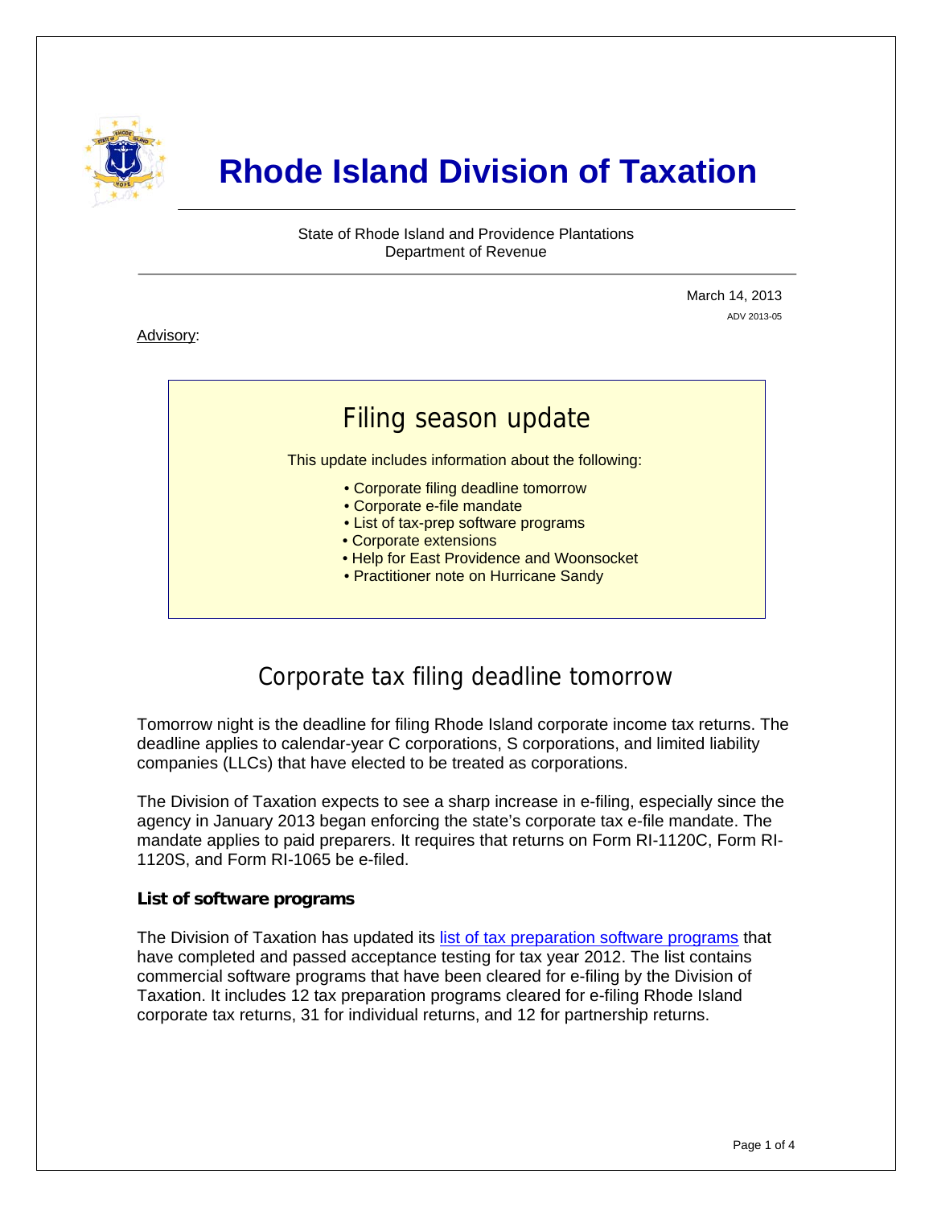# Rhode Island Division of Taxation

State of Rhode Island and Providence Plantations
Department of Revenue

March 14, 2013
ADV 2013-05

Advisory:

## Filing season update

This update includes information about the following:

- Corporate filing deadline tomorrow
- Corporate e-file mandate
- List of tax-prep software programs
- Corporate extensions
- Help for East Providence and Woonsocket
- Practitioner note on Hurricane Sandy

## Corporate tax filing deadline tomorrow

Tomorrow night is the deadline for filing Rhode Island corporate income tax returns. The deadline applies to calendar-year C corporations, S corporations, and limited liability companies (LLCs) that have elected to be treated as corporations.

The Division of Taxation expects to see a sharp increase in e-filing, especially since the agency in January 2013 began enforcing the state's corporate tax e-file mandate. The mandate applies to paid preparers. It requires that returns on Form RI-1120C, Form RI-1120S, and Form RI-1065 be e-filed.

### List of software programs

The Division of Taxation has updated its list of tax preparation software programs that have completed and passed acceptance testing for tax year 2012. The list contains commercial software programs that have been cleared for e-filing by the Division of Taxation. It includes 12 tax preparation programs cleared for e-filing Rhode Island corporate tax returns, 31 for individual returns, and 12 for partnership returns.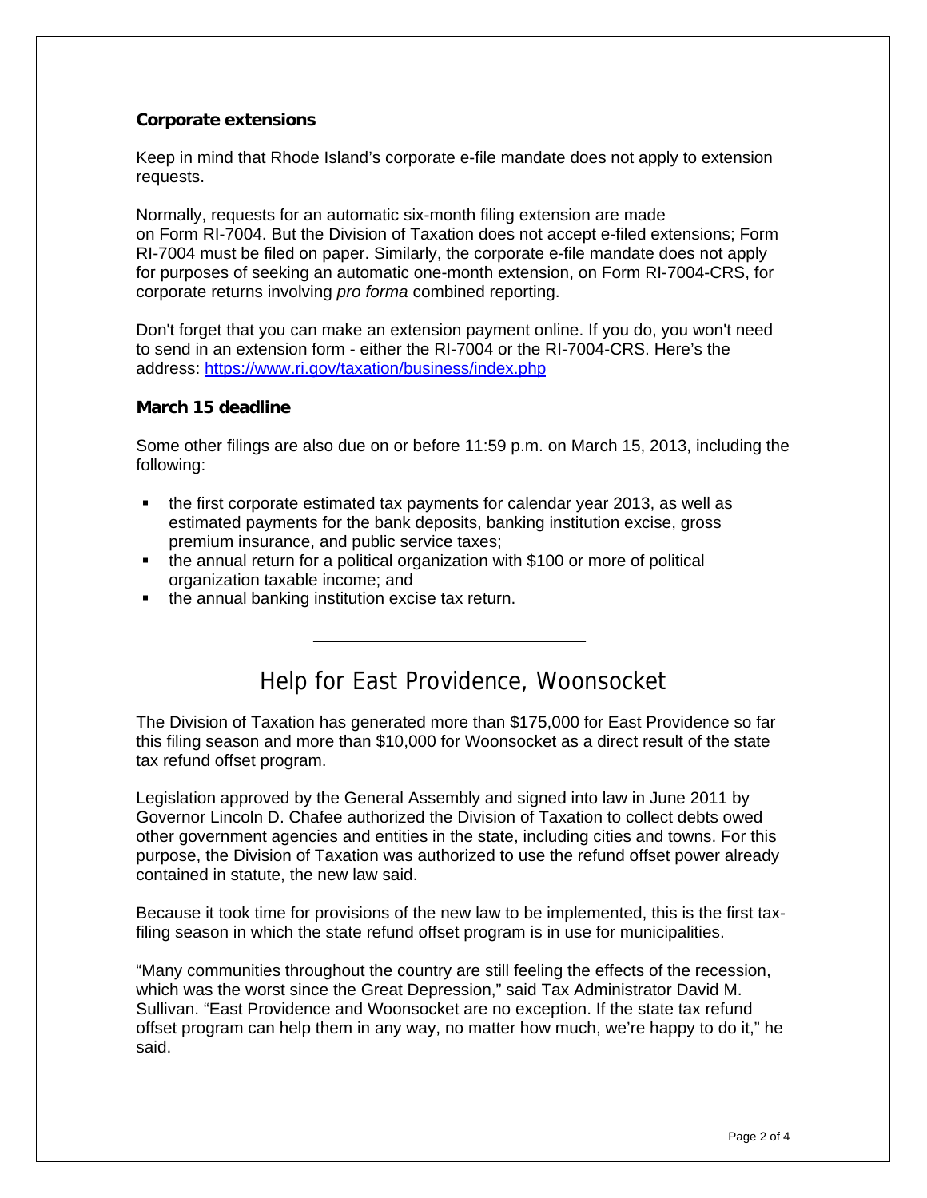### Corporate extensions

Keep in mind that Rhode Island's corporate e-file mandate does not apply to extension requests.

Normally, requests for an automatic six-month filing extension are made on Form RI-7004. But the Division of Taxation does not accept e-filed extensions; Form RI-7004 must be filed on paper. Similarly, the corporate e-file mandate does not apply for purposes of seeking an automatic one-month extension, on Form RI-7004-CRS, for corporate returns involving *pro forma* combined reporting.

Don't forget that you can make an extension payment online. If you do, you won't need to send in an extension form - either the RI-7004 or the RI-7004-CRS. Here's the address: https://www.ri.gov/taxation/business/index.php

### March 15 deadline

Some other filings are also due on or before 11:59 p.m. on March 15, 2013, including the following:

- the first corporate estimated tax payments for calendar year 2013, as well as estimated payments for the bank deposits, banking institution excise, gross premium insurance, and public service taxes;
- the annual return for a political organization with $100 or more of political organization taxable income; and
- the annual banking institution excise tax return.

---

## Help for East Providence, Woonsocket

The Division of Taxation has generated more than $175,000 for East Providence so far this filing season and more than $10,000 for Woonsocket as a direct result of the state tax refund offset program.

Legislation approved by the General Assembly and signed into law in June 2011 by Governor Lincoln D. Chafee authorized the Division of Taxation to collect debts owed other government agencies and entities in the state, including cities and towns. For this purpose, the Division of Taxation was authorized to use the refund offset power already contained in statute, the new law said.

Because it took time for provisions of the new law to be implemented, this is the first tax-filing season in which the state refund offset program is in use for municipalities.

"Many communities throughout the country are still feeling the effects of the recession, which was the worst since the Great Depression," said Tax Administrator David M. Sullivan. "East Providence and Woonsocket are no exception. If the state tax refund offset program can help them in any way, no matter how much, we're happy to do it," he said.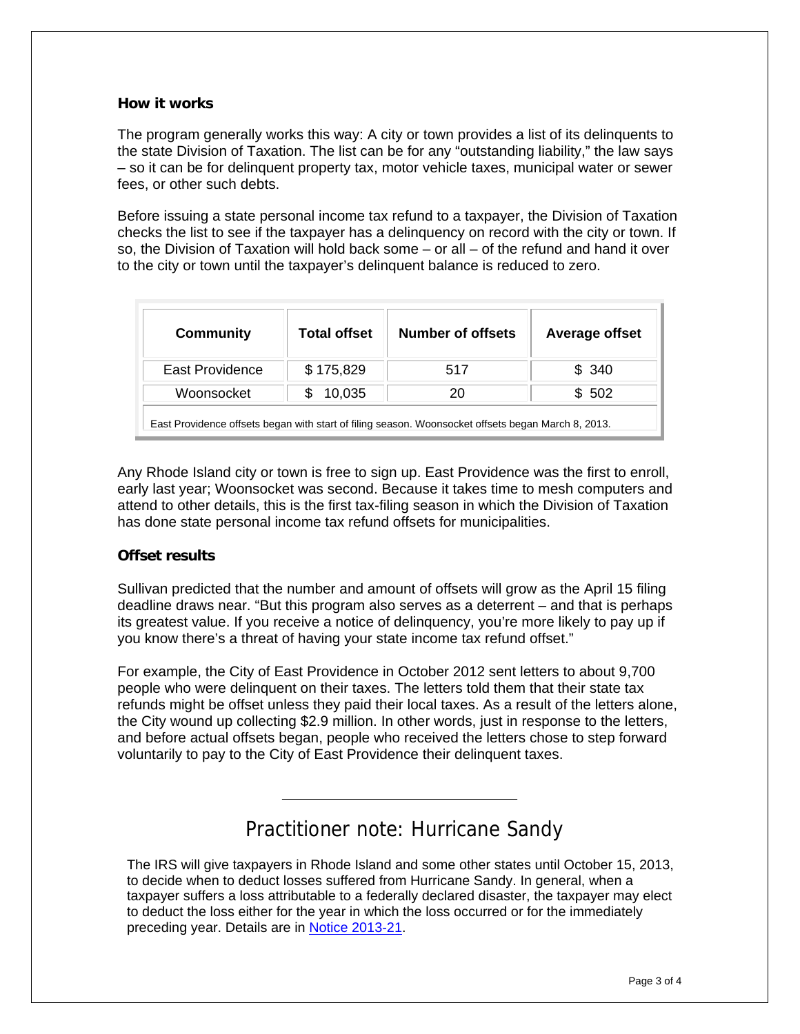### How it works

The program generally works this way: A city or town provides a list of its delinquents to the state Division of Taxation. The list can be for any "outstanding liability," the law says – so it can be for delinquent property tax, motor vehicle taxes, municipal water or sewer fees, or other such debts.

Before issuing a state personal income tax refund to a taxpayer, the Division of Taxation checks the list to see if the taxpayer has a delinquency on record with the city or town. If so, the Division of Taxation will hold back some – or all – of the refund and hand it over to the city or town until the taxpayer's delinquent balance is reduced to zero.

| Community | Total offset | Number of offsets | Average offset |
|---|---|---|---|
| East Providence | $ 175,829 | 517 | $ 340 |
| Woonsocket | $ 10,035 | 20 | $ 502 |

East Providence offsets began with start of filing season. Woonsocket offsets began March 8, 2013.

Any Rhode Island city or town is free to sign up. East Providence was the first to enroll, early last year; Woonsocket was second. Because it takes time to mesh computers and attend to other details, this is the first tax-filing season in which the Division of Taxation has done state personal income tax refund offsets for municipalities.

### Offset results

Sullivan predicted that the number and amount of offsets will grow as the April 15 filing deadline draws near. "But this program also serves as a deterrent – and that is perhaps its greatest value. If you receive a notice of delinquency, you're more likely to pay up if you know there's a threat of having your state income tax refund offset."

For example, the City of East Providence in October 2012 sent letters to about 9,700 people who were delinquent on their taxes. The letters told them that their state tax refunds might be offset unless they paid their local taxes. As a result of the letters alone, the City wound up collecting $2.9 million. In other words, just in response to the letters, and before actual offsets began, people who received the letters chose to step forward voluntarily to pay to the City of East Providence their delinquent taxes.

---

## Practitioner note: Hurricane Sandy

The IRS will give taxpayers in Rhode Island and some other states until October 15, 2013, to decide when to deduct losses suffered from Hurricane Sandy. In general, when a taxpayer suffers a loss attributable to a federally declared disaster, the taxpayer may elect to deduct the loss either for the year in which the loss occurred or for the immediately preceding year. Details are in Notice 2013-21.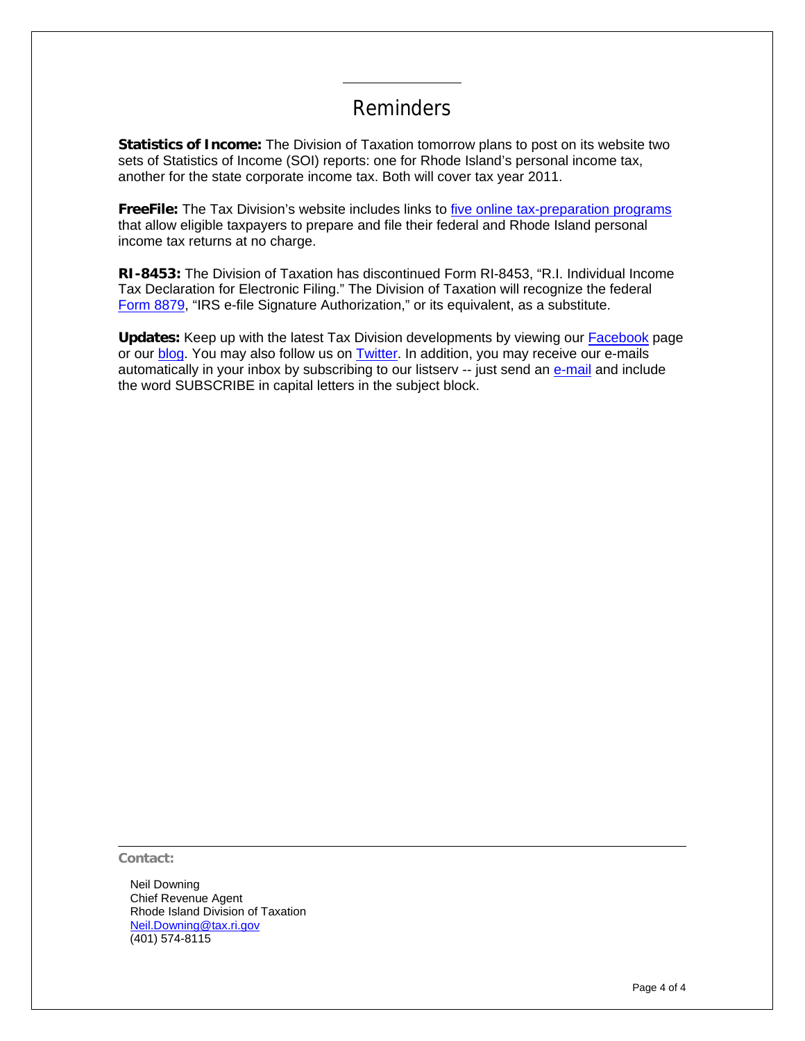## Reminders

**Statistics of Income:** The Division of Taxation tomorrow plans to post on its website two sets of Statistics of Income (SOI) reports: one for Rhode Island's personal income tax, another for the state corporate income tax. Both will cover tax year 2011.

**FreeFile:** The Tax Division's website includes links to five online tax-preparation programs that allow eligible taxpayers to prepare and file their federal and Rhode Island personal income tax returns at no charge.

**RI-8453:** The Division of Taxation has discontinued Form RI-8453, "R.I. Individual Income Tax Declaration for Electronic Filing." The Division of Taxation will recognize the federal Form 8879, "IRS e-file Signature Authorization," or its equivalent, as a substitute.

**Updates:** Keep up with the latest Tax Division developments by viewing our Facebook page or our blog. You may also follow us on Twitter. In addition, you may receive our e-mails automatically in your inbox by subscribing to our listserv -- just send an e-mail and include the word SUBSCRIBE in capital letters in the subject block.

---

**Contact:**

Neil Downing
Chief Revenue Agent
Rhode Island Division of Taxation
Neil.Downing@tax.ri.gov
(401) 574-8115